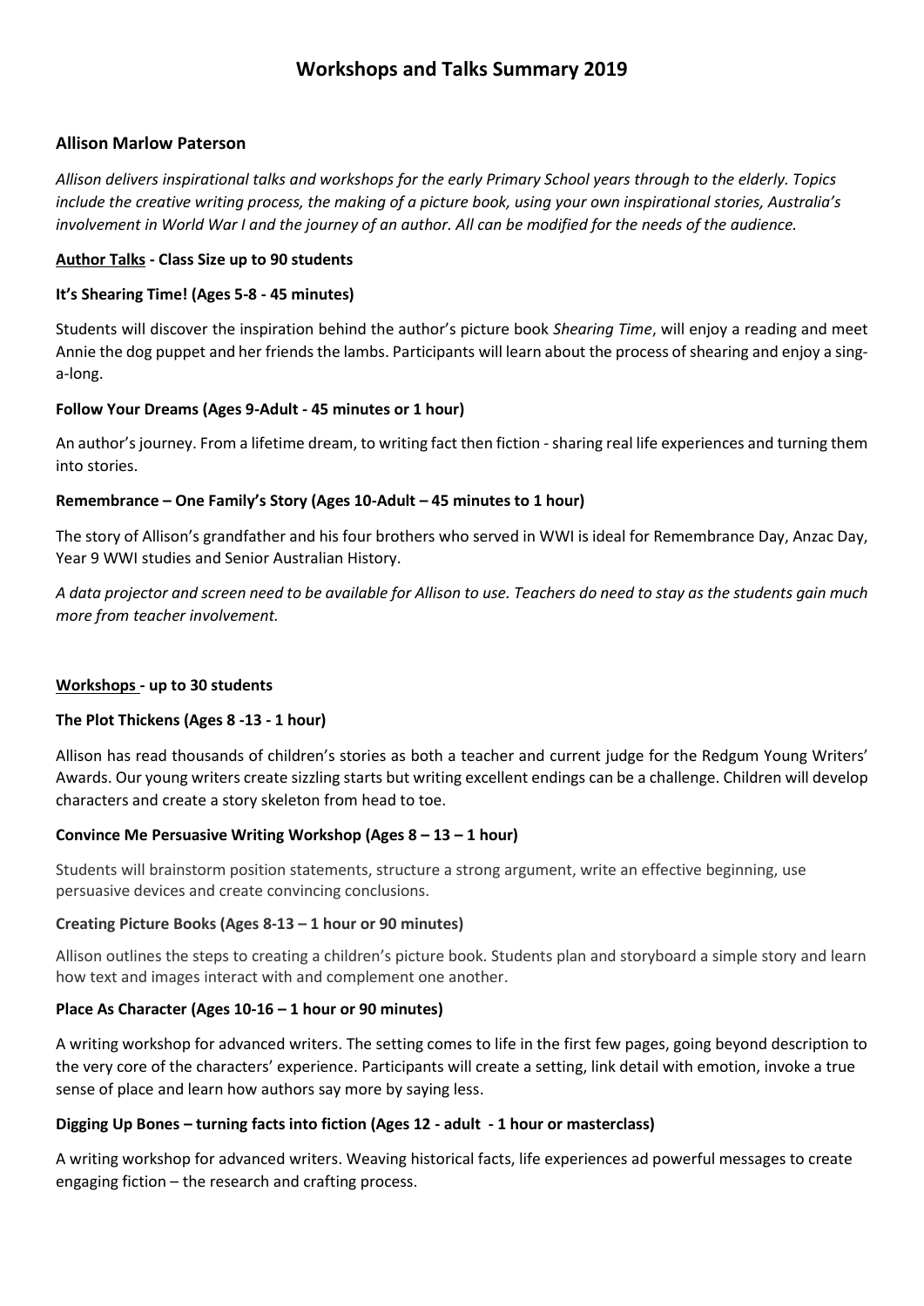# Workshops and Talks Summary 2019

## Allison Marlow Paterson

*Allison delivers inspirational talks and workshops for the early Primary School years through to the elderly. Topics include the creative writing process, the making of a picture book, using your own inspirational stories, Australia's involvement in World War I and the journey of an author. All can be modified for the needs of the audience.*

### Author Talks - Class Size up to 90 students

#### It's Shearing Time! (Ages 5-8 - 45 minutes)

Students will discover the inspiration behind the author's picture book *Shearing Time*, will enjoy a reading and meet Annie the dog puppet and her friends the lambs. Participants will learn about the process of shearing and enjoy a sing-a-long.

#### Follow Your Dreams (Ages 9-Adult - 45 minutes or 1 hour)

An author's journey. From a lifetime dream, to writing fact then fiction - sharing real life experiences and turning them into stories.

#### Remembrance – One Family's Story (Ages 10-Adult – 45 minutes to 1 hour)

The story of Allison's grandfather and his four brothers who served in WWI is ideal for Remembrance Day, Anzac Day, Year 9 WWI studies and Senior Australian History.

*A data projector and screen need to be available for Allison to use. Teachers do need to stay as the students gain much more from teacher involvement.*

### Workshops - up to 30 students

#### The Plot Thickens (Ages 8 -13 - 1 hour)

Allison has read thousands of children's stories as both a teacher and current judge for the Redgum Young Writers' Awards. Our young writers create sizzling starts but writing excellent endings can be a challenge. Children will develop characters and create a story skeleton from head to toe.

#### Convince Me Persuasive Writing Workshop (Ages 8 – 13 – 1 hour)

Students will brainstorm position statements, structure a strong argument, write an effective beginning, use persuasive devices and create convincing conclusions.

#### Creating Picture Books (Ages 8-13 – 1 hour or 90 minutes)

Allison outlines the steps to creating a children's picture book. Students plan and storyboard a simple story and learn how text and images interact with and complement one another.

#### Place As Character (Ages 10-16 – 1 hour or 90 minutes)

A writing workshop for advanced writers. The setting comes to life in the first few pages, going beyond description to the very core of the characters' experience. Participants will create a setting, link detail with emotion, invoke a true sense of place and learn how authors say more by saying less.

#### Digging Up Bones – turning facts into fiction (Ages 12 - adult - 1 hour or masterclass)

A writing workshop for advanced writers. Weaving historical facts, life experiences ad powerful messages to create engaging fiction – the research and crafting process.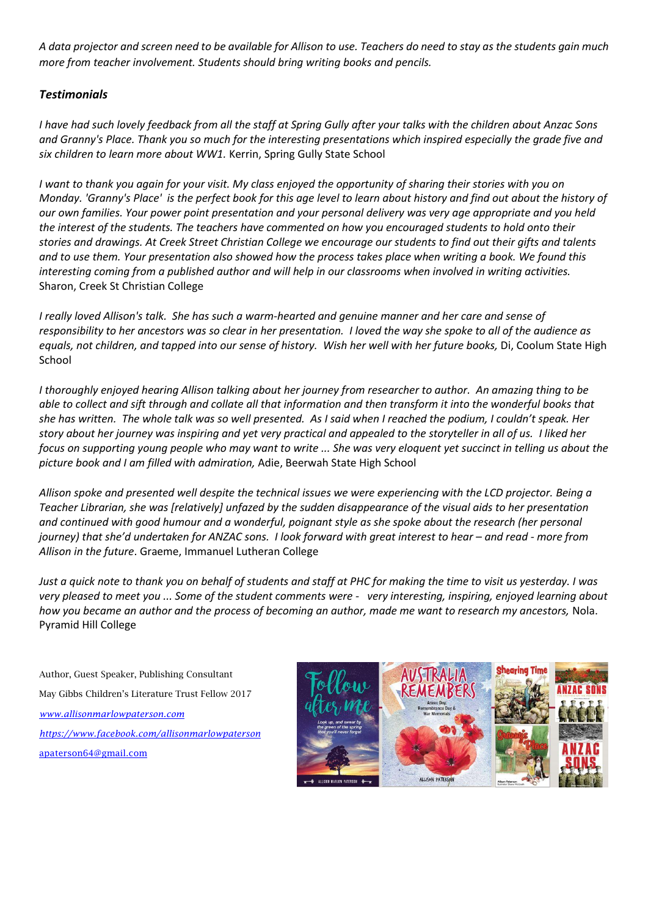*A data projector and screen need to be available for Allison to use. Teachers do need to stay as the students gain much more from teacher involvement. Students should bring writing books and pencils.*

### *Testimonials*

*I have had such lovely feedback from all the staff at Spring Gully after your talks with the children about Anzac Sons and Granny's Place. Thank you so much for the interesting presentations which inspired especially the grade five and six children to learn more about WW1.* Kerrin, Spring Gully State School

*I want to thank you again for your visit. My class enjoyed the opportunity of sharing their stories with you on Monday. 'Granny's Place' is the perfect book for this age level to learn about history and find out about the history of our own families. Your power point presentation and your personal delivery was very age appropriate and you held the interest of the students. The teachers have commented on how you encouraged students to hold onto their stories and drawings. At Creek Street Christian College we encourage our students to find out their gifts and talents and to use them. Your presentation also showed how the process takes place when writing a book. We found this interesting coming from a published author and will help in our classrooms when involved in writing activities.* Sharon, Creek St Christian College

*I really loved Allison's talk. She has such a warm-hearted and genuine manner and her care and sense of responsibility to her ancestors was so clear in her presentation. I loved the way she spoke to all of the audience as equals, not children, and tapped into our sense of history. Wish her well with her future books,* Di, Coolum State High School

*I thoroughly enjoyed hearing Allison talking about her journey from researcher to author. An amazing thing to be able to collect and sift through and collate all that information and then transform it into the wonderful books that she has written. The whole talk was so well presented. As I said when I reached the podium, I couldn't speak. Her story about her journey was inspiring and yet very practical and appealed to the storyteller in all of us. I liked her focus on supporting young people who may want to write ... She was very eloquent yet succinct in telling us about the picture book and I am filled with admiration,* Adie, Beerwah State High School

*Allison spoke and presented well despite the technical issues we were experiencing with the LCD projector. Being a Teacher Librarian, she was [relatively] unfazed by the sudden disappearance of the visual aids to her presentation and continued with good humour and a wonderful, poignant style as she spoke about the research (her personal journey) that she'd undertaken for ANZAC sons. I look forward with great interest to hear – and read - more from Allison in the future*. Graeme, Immanuel Lutheran College

*Just a quick note to thank you on behalf of students and staff at PHC for making the time to visit us yesterday. I was very pleased to meet you ... Some of the student comments were - very interesting, inspiring, enjoyed learning about how you became an author and the process of becoming an author, made me want to research my ancestors,* Nola. Pyramid Hill College

Author, Guest Speaker, Publishing Consultant

May Gibbs Children's Literature Trust Fellow 2017

[www.allisonmarlowpaterson.com](www.allisonmarlowpaterson.com)

[https://www.facebook.com/allisonmarlowpaterson](https://www.facebook.com/allisonmarlowpaterson)

[apaterson64@gmail.com](mailto:apaterson64@gmail.com)